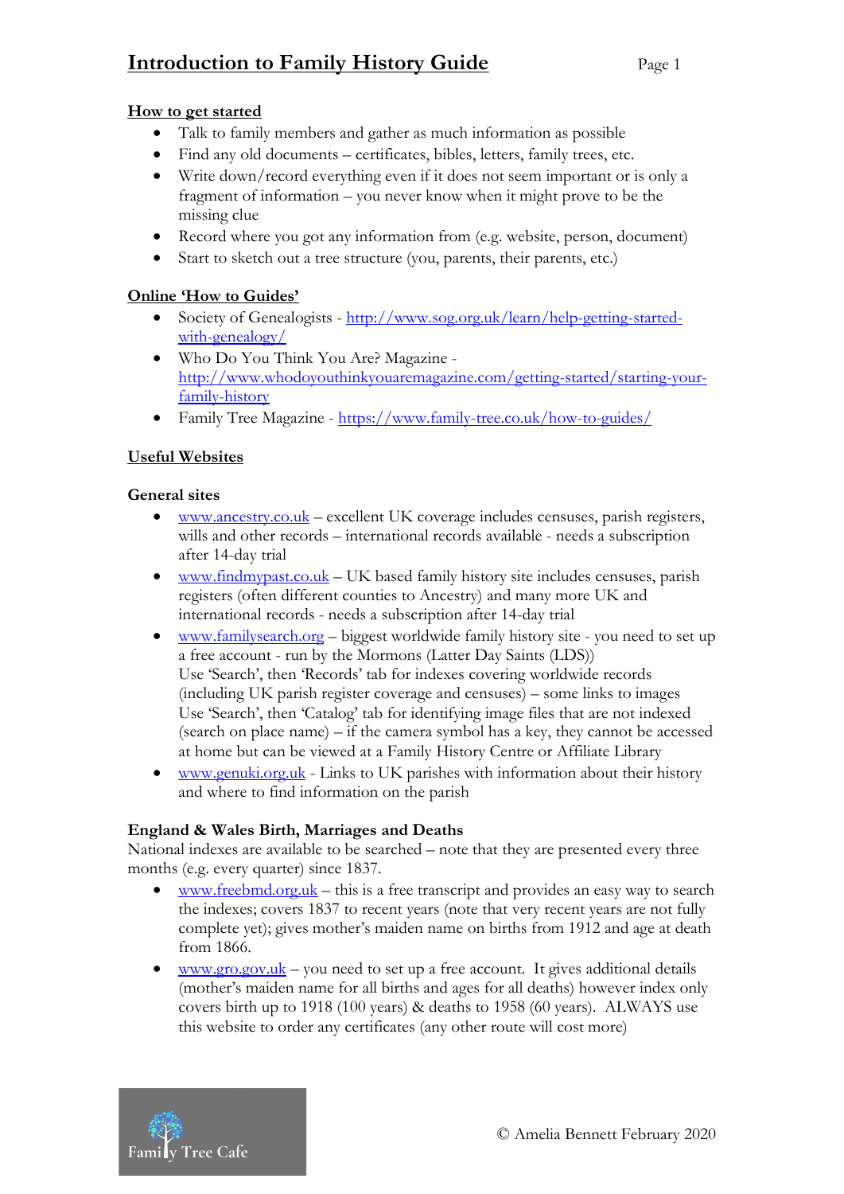# Introduction to Family History Guide

## How to get started

- Talk to family members and gather as much information as possible
- Find any old documents – certificates, bibles, letters, family trees, etc.
- Write down/record everything even if it does not seem important or is only a fragment of information – you never know when it might prove to be the missing clue
- Record where you got any information from (e.g. website, person, document)
- Start to sketch out a tree structure (you, parents, their parents, etc.)

## Online 'How to Guides'

- Society of Genealogists - http://www.sog.org.uk/learn/help-getting-started-with-genealogy/
- Who Do You Think You Are? Magazine - http://www.whodoyouthinkyouaremagazine.com/getting-started/starting-your-family-history
- Family Tree Magazine - https://www.family-tree.co.uk/how-to-guides/

## Useful Websites

### General sites

- www.ancestry.co.uk – excellent UK coverage includes censuses, parish registers, wills and other records – international records available - needs a subscription after 14-day trial
- www.findmypast.co.uk – UK based family history site includes censuses, parish registers (often different counties to Ancestry) and many more UK and international records - needs a subscription after 14-day trial
- www.familysearch.org – biggest worldwide family history site - you need to set up a free account - run by the Mormons (Latter Day Saints (LDS))
  Use 'Search', then 'Records' tab for indexes covering worldwide records (including UK parish register coverage and censuses) – some links to images
  Use 'Search', then 'Catalog' tab for identifying image files that are not indexed (search on place name) – if the camera symbol has a key, they cannot be accessed at home but can be viewed at a Family History Centre or Affiliate Library
- www.genuki.org.uk - Links to UK parishes with information about their history and where to find information on the parish

### England & Wales Birth, Marriages and Deaths

National indexes are available to be searched – note that they are presented every three months (e.g. every quarter) since 1837.

- www.freebmd.org.uk – this is a free transcript and provides an easy way to search the indexes; covers 1837 to recent years (note that very recent years are not fully complete yet); gives mother's maiden name on births from 1912 and age at death from 1866.
- www.gro.gov.uk – you need to set up a free account. It gives additional details (mother's maiden name for all births and ages for all deaths) however index only covers birth up to 1918 (100 years) & deaths to 1958 (60 years). ALWAYS use this website to order any certificates (any other route will cost more)

Family Tree Cafe

© Amelia Bennett February 2020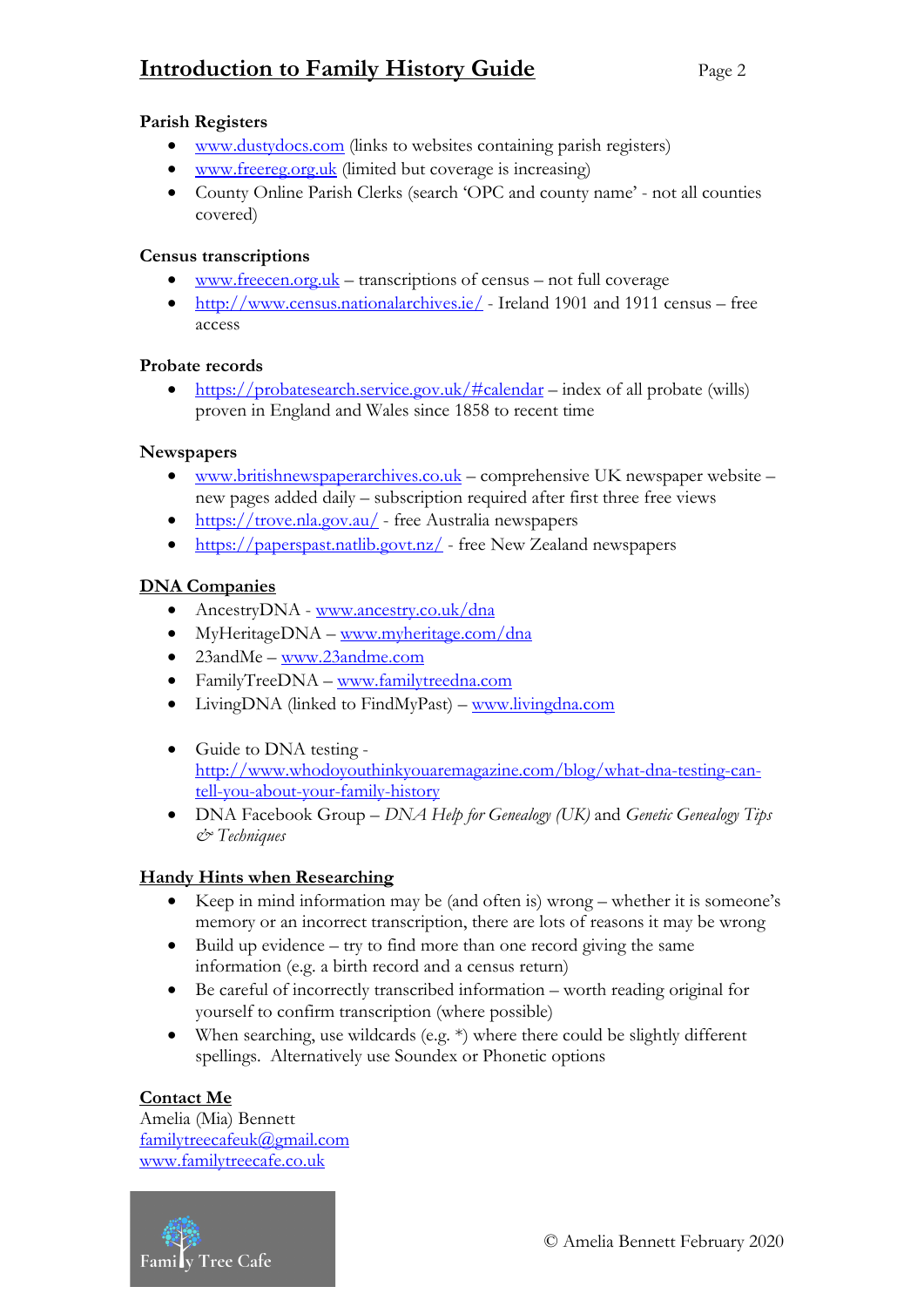### Parish Registers

- www.dustydocs.com (links to websites containing parish registers)
- www.freereg.org.uk (limited but coverage is increasing)
- County Online Parish Clerks (search 'OPC and county name' - not all counties covered)

### Census transcriptions

- www.freecen.org.uk – transcriptions of census – not full coverage
- http://www.census.nationalarchives.ie/ - Ireland 1901 and 1911 census – free access

### Probate records

- https://probatesearch.service.gov.uk/#calendar – index of all probate (wills) proven in England and Wales since 1858 to recent time

### Newspapers

- www.britishnewspaperarchives.co.uk – comprehensive UK newspaper website – new pages added daily – subscription required after first three free views
- https://trove.nla.gov.au/ - free Australia newspapers
- https://paperspast.natlib.govt.nz/ - free New Zealand newspapers

## DNA Companies

- AncestryDNA - www.ancestry.co.uk/dna
- MyHeritageDNA – www.myheritage.com/dna
- 23andMe – www.23andme.com
- FamilyTreeDNA – www.familytreedna.com
- LivingDNA (linked to FindMyPast) – www.livingdna.com

- Guide to DNA testing - http://www.whodoyouthinkyouaremagazine.com/blog/what-dna-testing-can-tell-you-about-your-family-history
- DNA Facebook Group – *DNA Help for Genealogy (UK)* and *Genetic Genealogy Tips & Techniques*

## Handy Hints when Researching

- Keep in mind information may be (and often is) wrong – whether it is someone's memory or an incorrect transcription, there are lots of reasons it may be wrong
- Build up evidence – try to find more than one record giving the same information (e.g. a birth record and a census return)
- Be careful of incorrectly transcribed information – worth reading original for yourself to confirm transcription (where possible)
- When searching, use wildcards (e.g. *) where there could be slightly different spellings. Alternatively use Soundex or Phonetic options

## Contact Me

Amelia (Mia) Bennett
familytreecafeuk@gmail.com
www.familytreecafe.co.uk

Family Tree Cafe

© Amelia Bennett February 2020